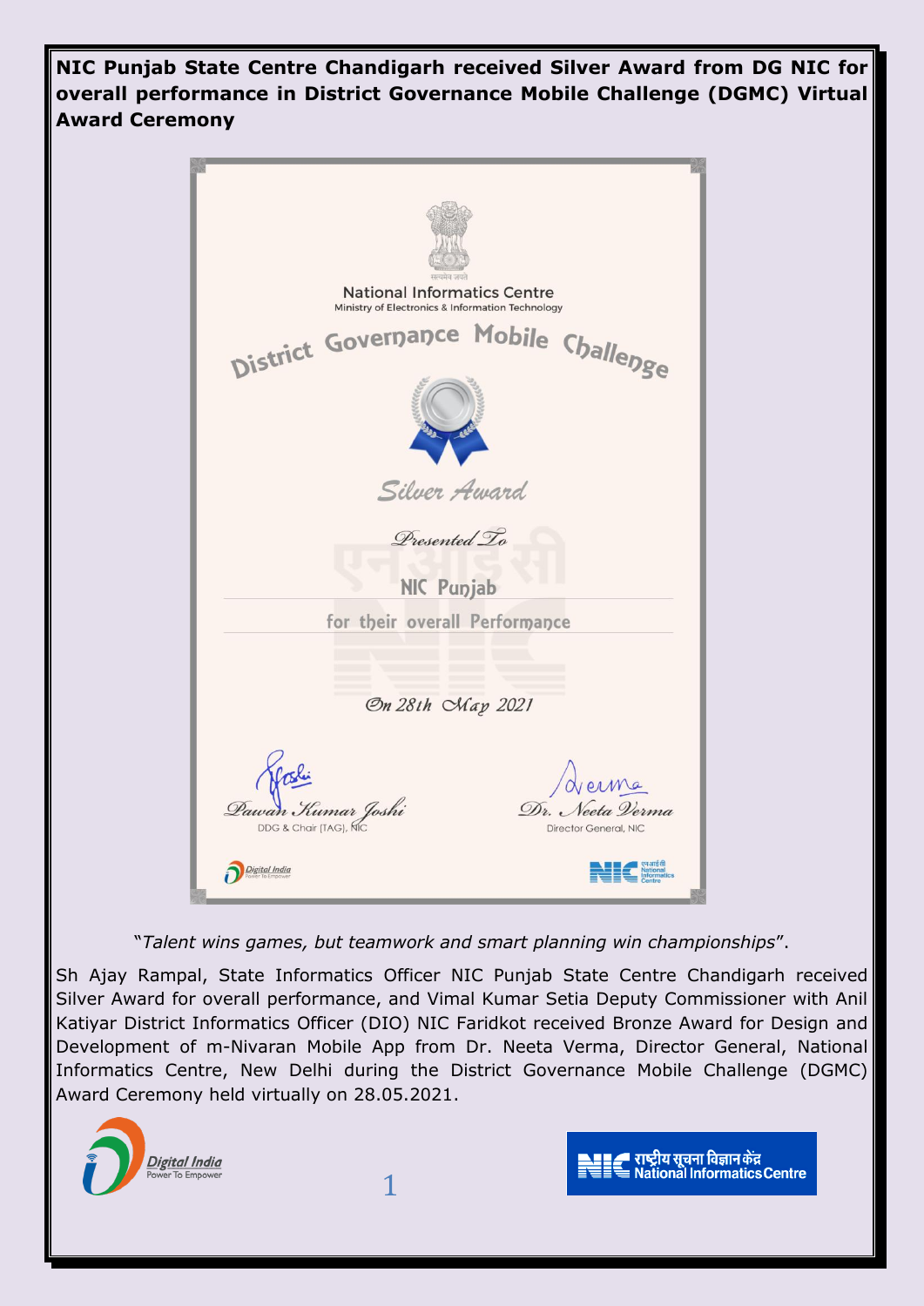**NIC Punjab State Centre Chandigarh received Silver Award from DG NIC for overall performance in District Governance Mobile Challenge (DGMC) Virtual Award Ceremony**

National Informatics Centre
Ministry of Electronics & Information Technology

District Governance Mobile Challenge

Silver Award

Presented To

NIC Punjab

for their overall Performance

On 28th May 2021

Pawan Kumar Joshi
DDG & Chair (TAG), NIC

Dr. Neeta Verma
Director General, NIC

"*Talent wins games, but teamwork and smart planning win championships*".

Sh Ajay Rampal, State Informatics Officer NIC Punjab State Centre Chandigarh received Silver Award for overall performance, and Vimal Kumar Setia Deputy Commissioner with Anil Katiyar District Informatics Officer (DIO) NIC Faridkot received Bronze Award for Design and Development of m-Nivaran Mobile App from Dr. Neeta Verma, Director General, National Informatics Centre, New Delhi during the District Governance Mobile Challenge (DGMC) Award Ceremony held virtually on 28.05.2021.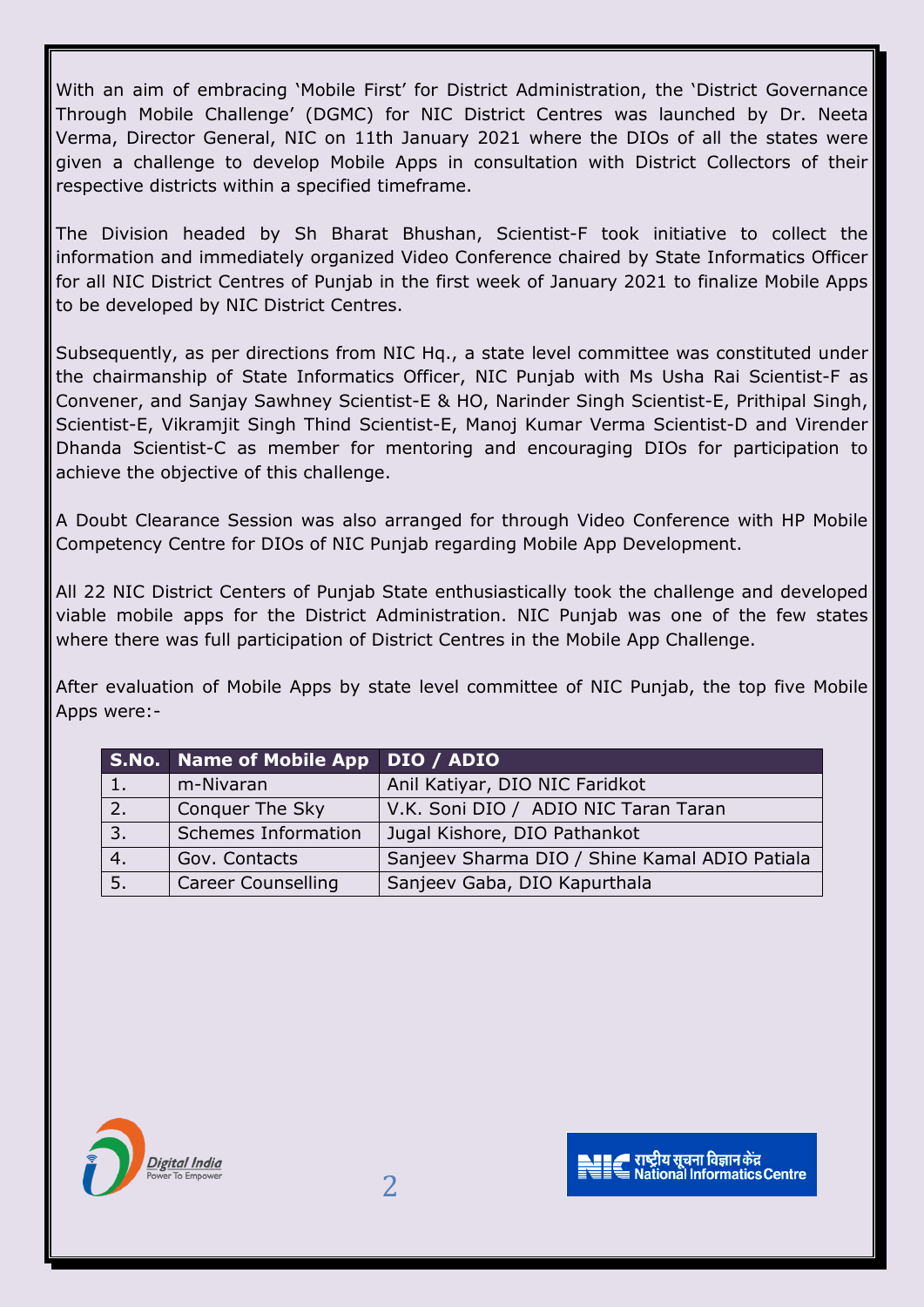With an aim of embracing 'Mobile First' for District Administration, the 'District Governance Through Mobile Challenge' (DGMC) for NIC District Centres was launched by Dr. Neeta Verma, Director General, NIC on 11th January 2021 where the DIOs of all the states were given a challenge to develop Mobile Apps in consultation with District Collectors of their respective districts within a specified timeframe.

The Division headed by Sh Bharat Bhushan, Scientist-F took initiative to collect the information and immediately organized Video Conference chaired by State Informatics Officer for all NIC District Centres of Punjab in the first week of January 2021 to finalize Mobile Apps to be developed by NIC District Centres.

Subsequently, as per directions from NIC Hq., a state level committee was constituted under the chairmanship of State Informatics Officer, NIC Punjab with Ms Usha Rai Scientist-F as Convener, and Sanjay Sawhney Scientist-E & HO, Narinder Singh Scientist-E, Prithipal Singh, Scientist-E, Vikramjit Singh Thind Scientist-E, Manoj Kumar Verma Scientist-D and Virender Dhanda Scientist-C as member for mentoring and encouraging DIOs for participation to achieve the objective of this challenge.

A Doubt Clearance Session was also arranged for through Video Conference with HP Mobile Competency Centre for DIOs of NIC Punjab regarding Mobile App Development.

All 22 NIC District Centers of Punjab State enthusiastically took the challenge and developed viable mobile apps for the District Administration. NIC Punjab was one of the few states where there was full participation of District Centres in the Mobile App Challenge.

After evaluation of Mobile Apps by state level committee of NIC Punjab, the top five Mobile Apps were:-

| S.No. | Name of Mobile App | DIO / ADIO |
|---|---|---|
| 1. | m-Nivaran | Anil Katiyar, DIO NIC Faridkot |
| 2. | Conquer The Sky | V.K. Soni DIO / ADIO NIC Taran Taran |
| 3. | Schemes Information | Jugal Kishore, DIO Pathankot |
| 4. | Gov. Contacts | Sanjeev Sharma DIO / Shine Kamal ADIO Patiala |
| 5. | Career Counselling | Sanjeev Gaba, DIO Kapurthala |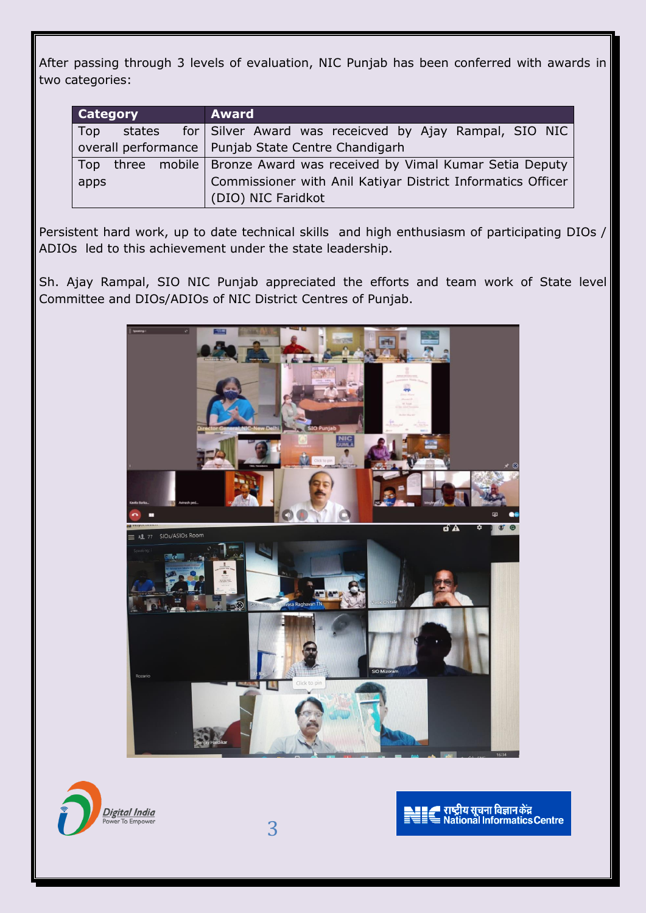After passing through 3 levels of evaluation, NIC Punjab has been conferred with awards in two categories:

| Category | Award |
| --- | --- |
| Top states for overall performance | Silver Award was receicved by Ajay Rampal, SIO NIC Punjab State Centre Chandigarh |
| Top three mobile apps | Bronze Award was received by Vimal Kumar Setia Deputy Commissioner with Anil Katiyar District Informatics Officer (DIO) NIC Faridkot |

Persistent hard work, up to date technical skills and high enthusiasm of participating DIOs / ADIOs led to this achievement under the state leadership.

Sh. Ajay Rampal, SIO NIC Punjab appreciated the efforts and team work of State level Committee and DIOs/ADIOs of NIC District Centres of Punjab.